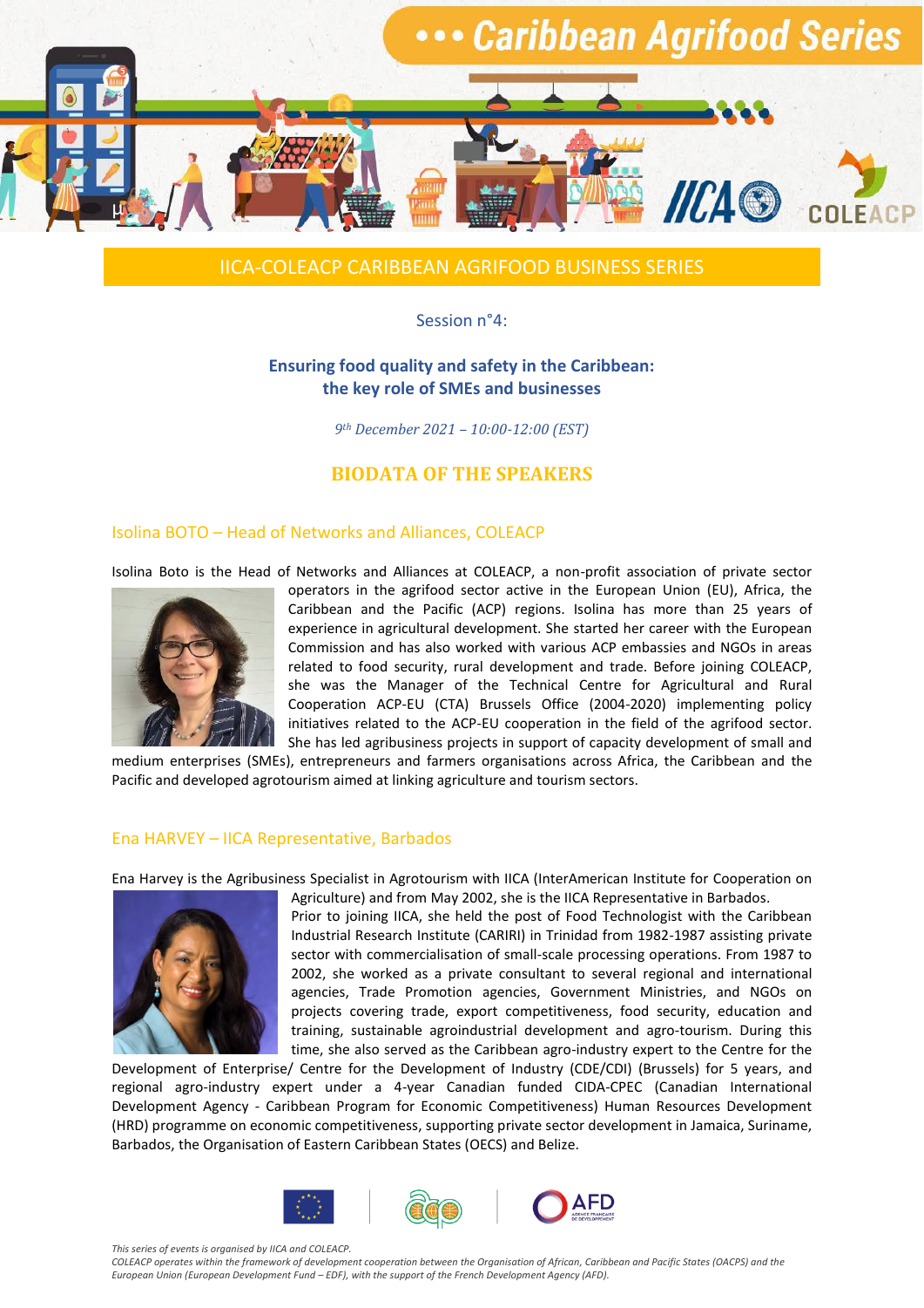# IICA-COLEACP CARIBBEAN AGRIFOOD BUSINESS SERIES

Session n°4:

**Ensuring food quality and safety in the Caribbean: the key role of SMEs and businesses**

*9th December 2021 – 10:00-12:00 (EST)*

## BIODATA OF THE SPEAKERS

### Isolina BOTO – Head of Networks and Alliances, COLEACP

Isolina Boto is the Head of Networks and Alliances at COLEACP, a non-profit association of private sector operators in the agrifood sector active in the European Union (EU), Africa, the Caribbean and the Pacific (ACP) regions. Isolina has more than 25 years of experience in agricultural development. She started her career with the European Commission and has also worked with various ACP embassies and NGOs in areas related to food security, rural development and trade. Before joining COLEACP, she was the Manager of the Technical Centre for Agricultural and Rural Cooperation ACP-EU (CTA) Brussels Office (2004-2020) implementing policy initiatives related to the ACP-EU cooperation in the field of the agrifood sector. She has led agribusiness projects in support of capacity development of small and medium enterprises (SMEs), entrepreneurs and farmers organisations across Africa, the Caribbean and the Pacific and developed agrotourism aimed at linking agriculture and tourism sectors.

### Ena HARVEY – IICA Representative, Barbados

Ena Harvey is the Agribusiness Specialist in Agrotourism with IICA (InterAmerican Institute for Cooperation on Agriculture) and from May 2002, she is the IICA Representative in Barbados.

Prior to joining IICA, she held the post of Food Technologist with the Caribbean Industrial Research Institute (CARIRI) in Trinidad from 1982-1987 assisting private sector with commercialisation of small-scale processing operations. From 1987 to 2002, she worked as a private consultant to several regional and international agencies, Trade Promotion agencies, Government Ministries, and NGOs on projects covering trade, export competitiveness, food security, education and training, sustainable agroindustrial development and agro-tourism. During this time, she also served as the Caribbean agro-industry expert to the Centre for the Development of Enterprise/ Centre for the Development of Industry (CDE/CDI) (Brussels) for 5 years, and regional agro-industry expert under a 4-year Canadian funded CIDA-CPEC (Canadian International Development Agency - Caribbean Program for Economic Competitiveness) Human Resources Development (HRD) programme on economic competitiveness, supporting private sector development in Jamaica, Suriname, Barbados, the Organisation of Eastern Caribbean States (OECS) and Belize.

*This series of events is organised by IICA and COLEACP.*
*COLEACP operates within the framework of development cooperation between the Organisation of African, Caribbean and Pacific States (OACPS) and the European Union (European Development Fund – EDF), with the support of the French Development Agency (AFD).*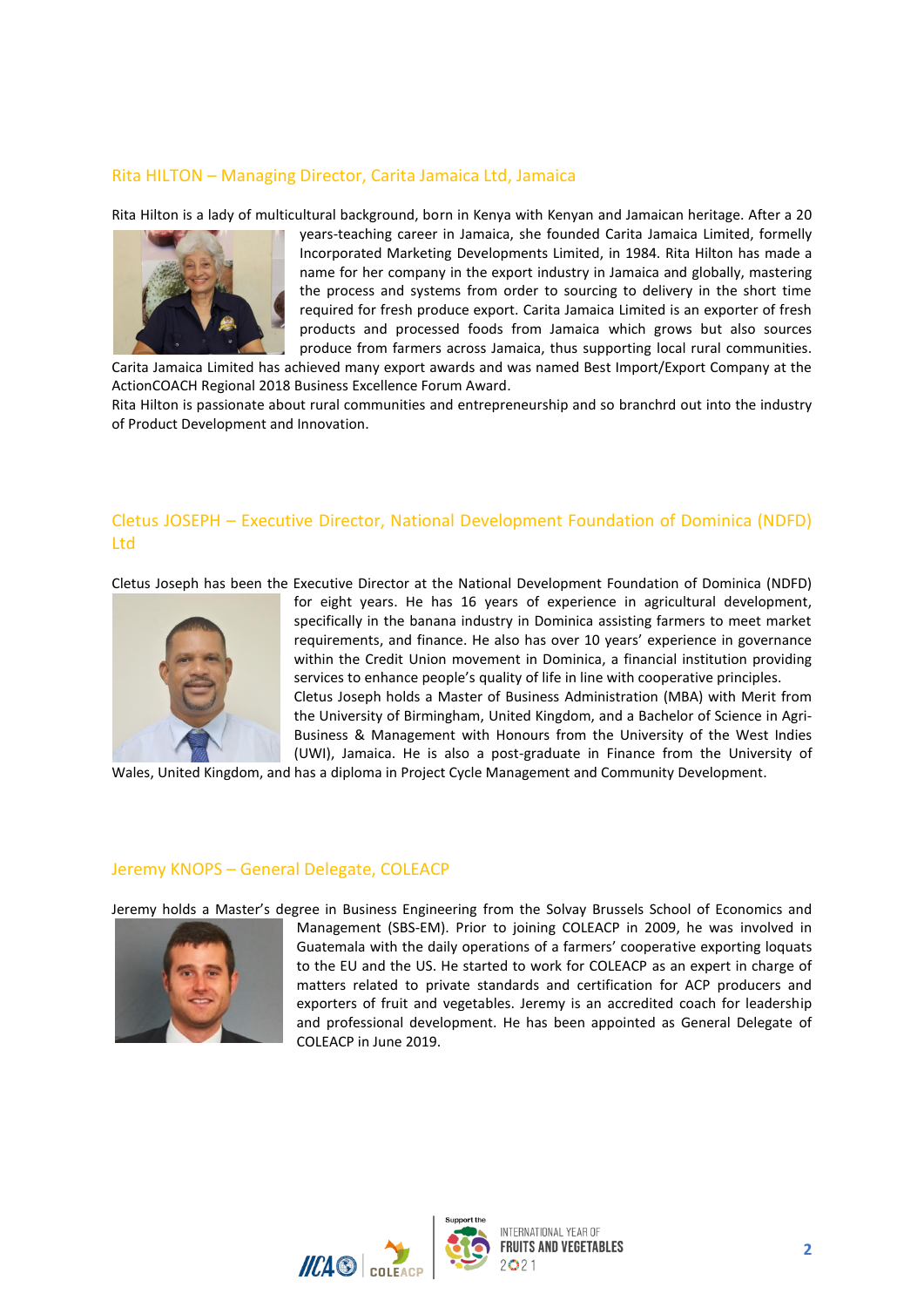## Rita HILTON – Managing Director, Carita Jamaica Ltd, Jamaica

Rita Hilton is a lady of multicultural background, born in Kenya with Kenyan and Jamaican heritage. After a 20 years-teaching career in Jamaica, she founded Carita Jamaica Limited, formelly Incorporated Marketing Developments Limited, in 1984. Rita Hilton has made a name for her company in the export industry in Jamaica and globally, mastering the process and systems from order to sourcing to delivery in the short time required for fresh produce export. Carita Jamaica Limited is an exporter of fresh products and processed foods from Jamaica which grows but also sources produce from farmers across Jamaica, thus supporting local rural communities. Carita Jamaica Limited has achieved many export awards and was named Best Import/Export Company at the ActionCOACH Regional 2018 Business Excellence Forum Award.

Rita Hilton is passionate about rural communities and entrepreneurship and so branchrd out into the industry of Product Development and Innovation.

## Cletus JOSEPH – Executive Director, National Development Foundation of Dominica (NDFD) Ltd

Cletus Joseph has been the Executive Director at the National Development Foundation of Dominica (NDFD) for eight years. He has 16 years of experience in agricultural development, specifically in the banana industry in Dominica assisting farmers to meet market requirements, and finance. He also has over 10 years' experience in governance within the Credit Union movement in Dominica, a financial institution providing services to enhance people's quality of life in line with cooperative principles.

Cletus Joseph holds a Master of Business Administration (MBA) with Merit from the University of Birmingham, United Kingdom, and a Bachelor of Science in Agri-Business & Management with Honours from the University of the West Indies (UWI), Jamaica. He is also a post-graduate in Finance from the University of Wales, United Kingdom, and has a diploma in Project Cycle Management and Community Development.

## Jeremy KNOPS – General Delegate, COLEACP

Jeremy holds a Master's degree in Business Engineering from the Solvay Brussels School of Economics and Management (SBS-EM). Prior to joining COLEACP in 2009, he was involved in Guatemala with the daily operations of a farmers' cooperative exporting loquats to the EU and the US. He started to work for COLEACP as an expert in charge of matters related to private standards and certification for ACP producers and exporters of fruit and vegetables. Jeremy is an accredited coach for leadership and professional development. He has been appointed as General Delegate of COLEACP in June 2019.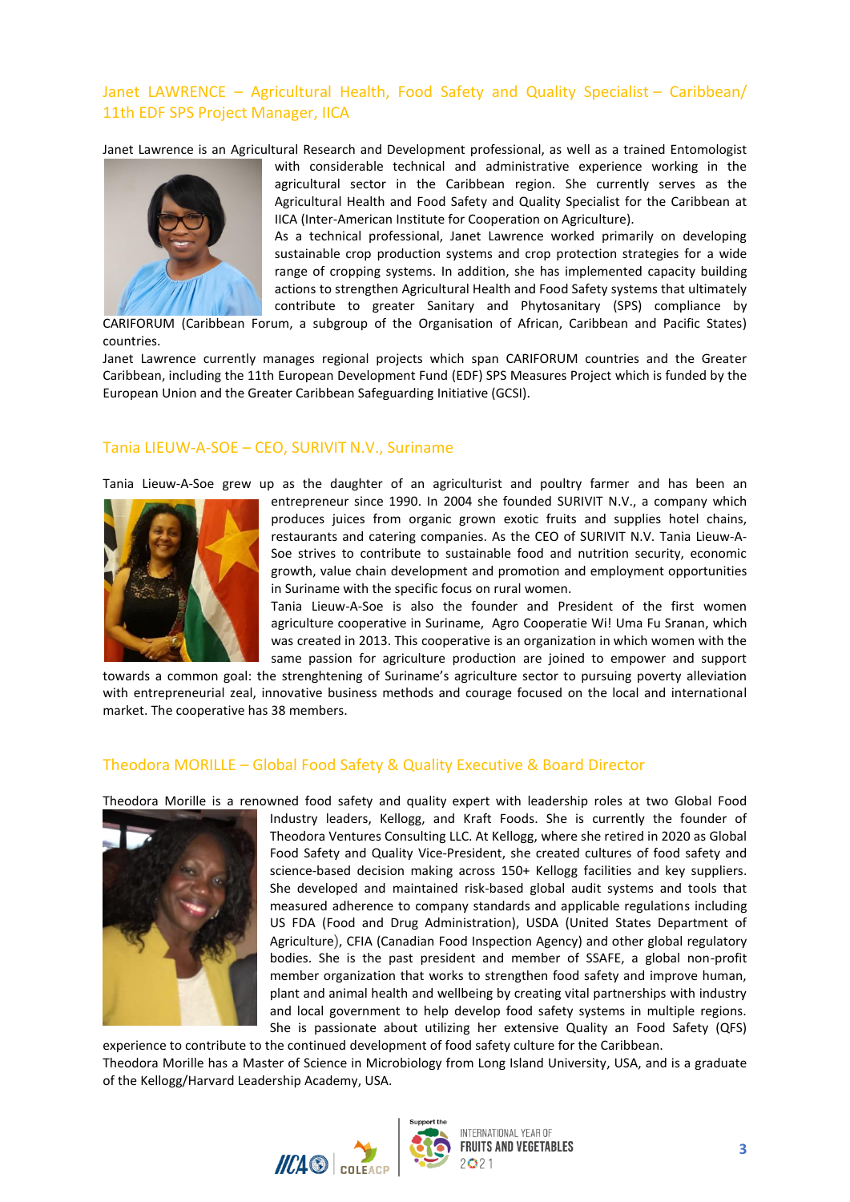## Janet LAWRENCE – Agricultural Health, Food Safety and Quality Specialist – Caribbean/ 11th EDF SPS Project Manager, IICA

Janet Lawrence is an Agricultural Research and Development professional, as well as a trained Entomologist with considerable technical and administrative experience working in the agricultural sector in the Caribbean region. She currently serves as the Agricultural Health and Food Safety and Quality Specialist for the Caribbean at IICA (Inter-American Institute for Cooperation on Agriculture).

As a technical professional, Janet Lawrence worked primarily on developing sustainable crop production systems and crop protection strategies for a wide range of cropping systems. In addition, she has implemented capacity building actions to strengthen Agricultural Health and Food Safety systems that ultimately contribute to greater Sanitary and Phytosanitary (SPS) compliance by CARIFORUM (Caribbean Forum, a subgroup of the Organisation of African, Caribbean and Pacific States) countries.

Janet Lawrence currently manages regional projects which span CARIFORUM countries and the Greater Caribbean, including the 11th European Development Fund (EDF) SPS Measures Project which is funded by the European Union and the Greater Caribbean Safeguarding Initiative (GCSI).

## Tania LIEUW-A-SOE – CEO, SURIVIT N.V., Suriname

Tania Lieuw-A-Soe grew up as the daughter of an agriculturist and poultry farmer and has been an entrepreneur since 1990. In 2004 she founded SURIVIT N.V., a company which produces juices from organic grown exotic fruits and supplies hotel chains, restaurants and catering companies. As the CEO of SURIVIT N.V. Tania Lieuw-A-Soe strives to contribute to sustainable food and nutrition security, economic growth, value chain development and promotion and employment opportunities in Suriname with the specific focus on rural women.

Tania Lieuw-A-Soe is also the founder and President of the first women agriculture cooperative in Suriname, Agro Cooperatie Wi! Uma Fu Sranan, which was created in 2013. This cooperative is an organization in which women with the same passion for agriculture production are joined to empower and support towards a common goal: the strenghtening of Suriname's agriculture sector to pursuing poverty alleviation with entrepreneurial zeal, innovative business methods and courage focused on the local and international market. The cooperative has 38 members.

## Theodora MORILLE – Global Food Safety & Quality Executive & Board Director

Theodora Morille is a renowned food safety and quality expert with leadership roles at two Global Food Industry leaders, Kellogg, and Kraft Foods. She is currently the founder of Theodora Ventures Consulting LLC. At Kellogg, where she retired in 2020 as Global Food Safety and Quality Vice-President, she created cultures of food safety and science-based decision making across 150+ Kellogg facilities and key suppliers. She developed and maintained risk-based global audit systems and tools that measured adherence to company standards and applicable regulations including US FDA (Food and Drug Administration), USDA (United States Department of Agriculture), CFIA (Canadian Food Inspection Agency) and other global regulatory bodies. She is the past president and member of SSAFE, a global non-profit member organization that works to strengthen food safety and improve human, plant and animal health and wellbeing by creating vital partnerships with industry and local government to help develop food safety systems in multiple regions. She is passionate about utilizing her extensive Quality an Food Safety (QFS) experience to contribute to the continued development of food safety culture for the Caribbean.

Theodora Morille has a Master of Science in Microbiology from Long Island University, USA, and is a graduate of the Kellogg/Harvard Leadership Academy, USA.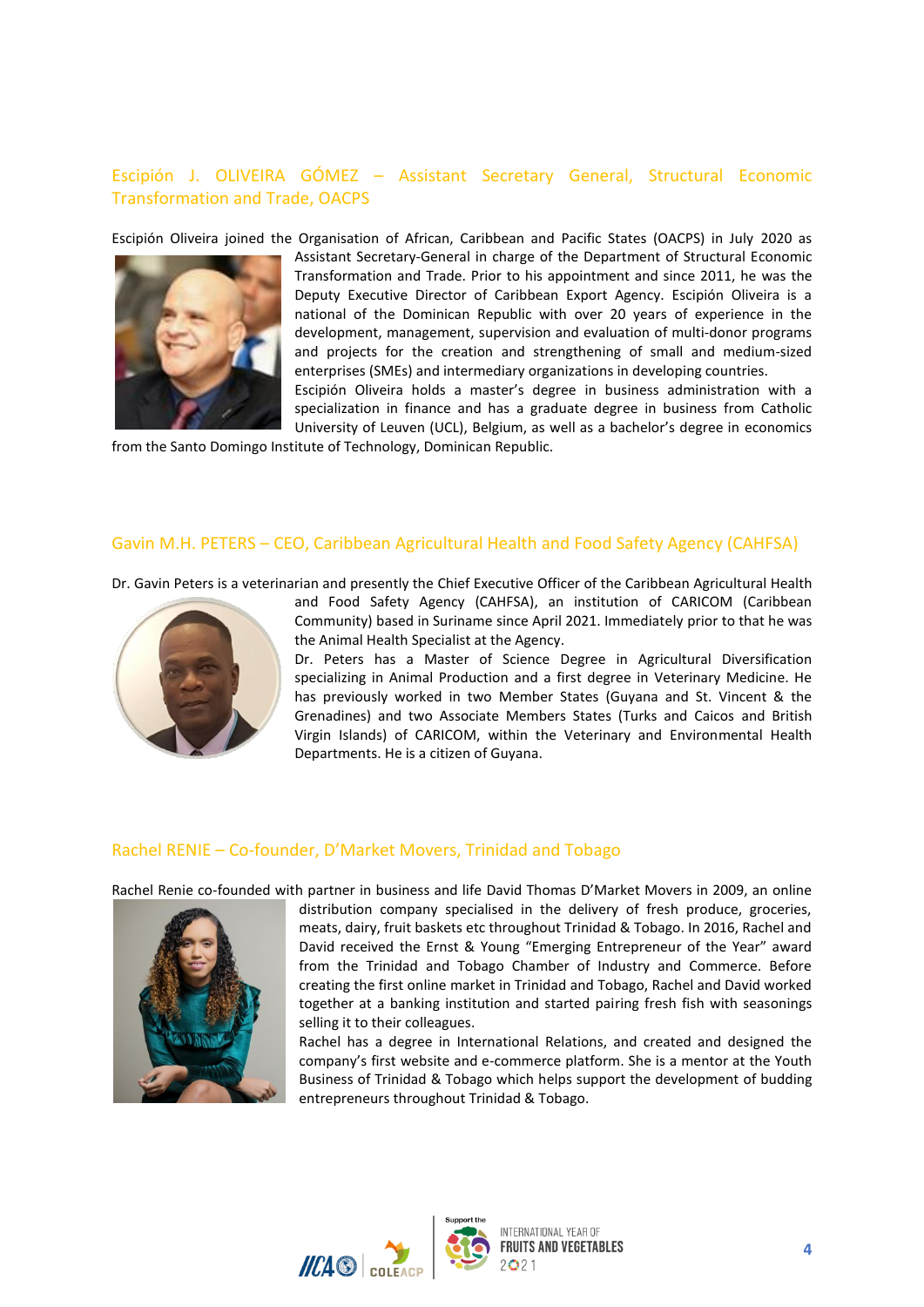### Escipión J. OLIVEIRA GÓMEZ – Assistant Secretary General, Structural Economic Transformation and Trade, OACPS

Escipión Oliveira joined the Organisation of African, Caribbean and Pacific States (OACPS) in July 2020 as Assistant Secretary-General in charge of the Department of Structural Economic Transformation and Trade. Prior to his appointment and since 2011, he was the Deputy Executive Director of Caribbean Export Agency. Escipión Oliveira is a national of the Dominican Republic with over 20 years of experience in the development, management, supervision and evaluation of multi-donor programs and projects for the creation and strengthening of small and medium-sized enterprises (SMEs) and intermediary organizations in developing countries.

Escipión Oliveira holds a master's degree in business administration with a specialization in finance and has a graduate degree in business from Catholic University of Leuven (UCL), Belgium, as well as a bachelor's degree in economics from the Santo Domingo Institute of Technology, Dominican Republic.

### Gavin M.H. PETERS – CEO, Caribbean Agricultural Health and Food Safety Agency (CAHFSA)

Dr. Gavin Peters is a veterinarian and presently the Chief Executive Officer of the Caribbean Agricultural Health and Food Safety Agency (CAHFSA), an institution of CARICOM (Caribbean Community) based in Suriname since April 2021. Immediately prior to that he was the Animal Health Specialist at the Agency.

Dr. Peters has a Master of Science Degree in Agricultural Diversification specializing in Animal Production and a first degree in Veterinary Medicine. He has previously worked in two Member States (Guyana and St. Vincent & the Grenadines) and two Associate Members States (Turks and Caicos and British Virgin Islands) of CARICOM, within the Veterinary and Environmental Health Departments. He is a citizen of Guyana.

### Rachel RENIE – Co-founder, D'Market Movers, Trinidad and Tobago

Rachel Renie co-founded with partner in business and life David Thomas D'Market Movers in 2009, an online distribution company specialised in the delivery of fresh produce, groceries, meats, dairy, fruit baskets etc throughout Trinidad & Tobago. In 2016, Rachel and David received the Ernst & Young "Emerging Entrepreneur of the Year" award from the Trinidad and Tobago Chamber of Industry and Commerce. Before creating the first online market in Trinidad and Tobago, Rachel and David worked together at a banking institution and started pairing fresh fish with seasonings selling it to their colleagues.

Rachel has a degree in International Relations, and created and designed the company's first website and e-commerce platform. She is a mentor at the Youth Business of Trinidad & Tobago which helps support the development of budding entrepreneurs throughout Trinidad & Tobago.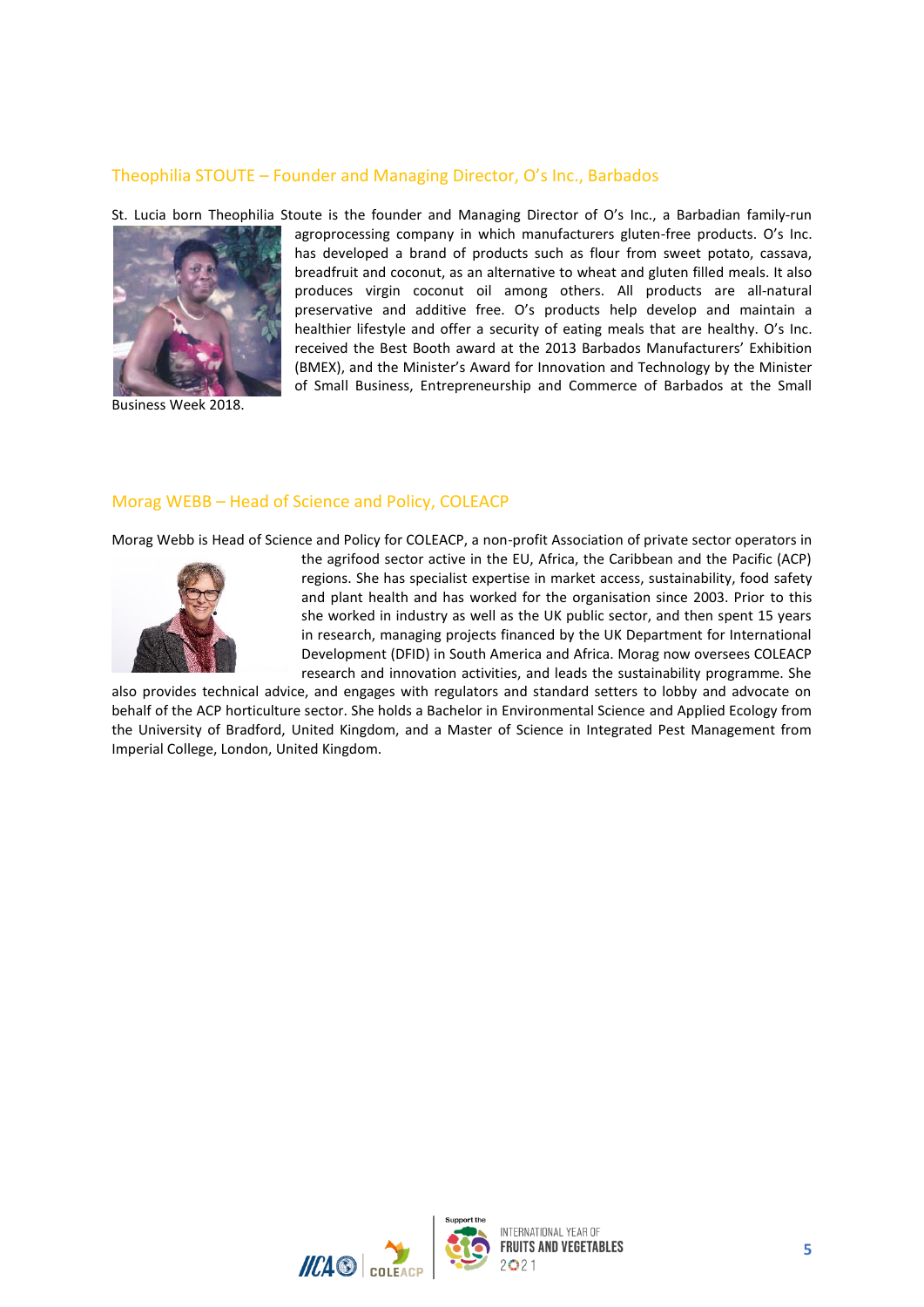## Theophilia STOUTE – Founder and Managing Director, O's Inc., Barbados

St. Lucia born Theophilia Stoute is the founder and Managing Director of O's Inc., a Barbadian family-run agroprocessing company in which manufacturers gluten-free products. O's Inc. has developed a brand of products such as flour from sweet potato, cassava, breadfruit and coconut, as an alternative to wheat and gluten filled meals. It also produces virgin coconut oil among others. All products are all-natural preservative and additive free. O's products help develop and maintain a healthier lifestyle and offer a security of eating meals that are healthy. O's Inc. received the Best Booth award at the 2013 Barbados Manufacturers' Exhibition (BMEX), and the Minister's Award for Innovation and Technology by the Minister of Small Business, Entrepreneurship and Commerce of Barbados at the Small Business Week 2018.

## Morag WEBB – Head of Science and Policy, COLEACP

Morag Webb is Head of Science and Policy for COLEACP, a non-profit Association of private sector operators in the agrifood sector active in the EU, Africa, the Caribbean and the Pacific (ACP) regions. She has specialist expertise in market access, sustainability, food safety and plant health and has worked for the organisation since 2003. Prior to this she worked in industry as well as the UK public sector, and then spent 15 years in research, managing projects financed by the UK Department for International Development (DFID) in South America and Africa. Morag now oversees COLEACP research and innovation activities, and leads the sustainability programme. She also provides technical advice, and engages with regulators and standard setters to lobby and advocate on behalf of the ACP horticulture sector. She holds a Bachelor in Environmental Science and Applied Ecology from the University of Bradford, United Kingdom, and a Master of Science in Integrated Pest Management from Imperial College, London, United Kingdom.